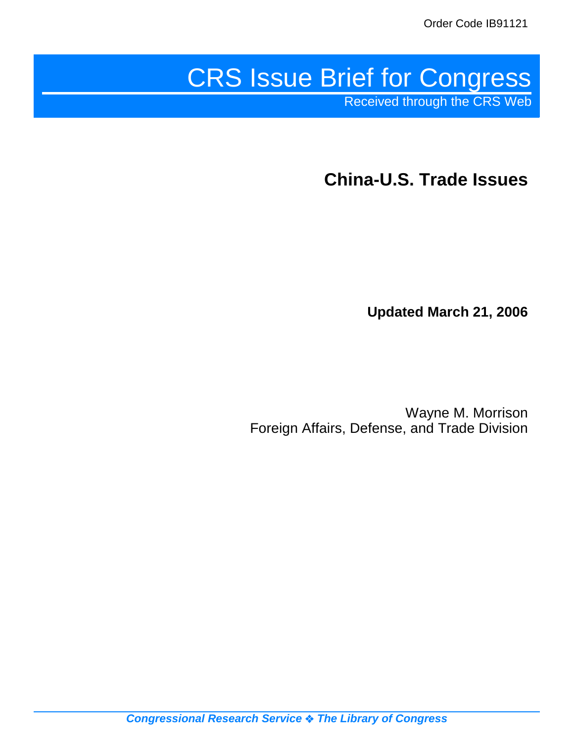Order Code IB91121

# CRS Issue Brief for Congress

Received through the CRS Web

## China-U.S. Trade Issues

**Updated March 21, 2006**

Wayne M. Morrison
Foreign Affairs, Defense, and Trade Division

***Congressional Research Service ❖ The Library of Congress***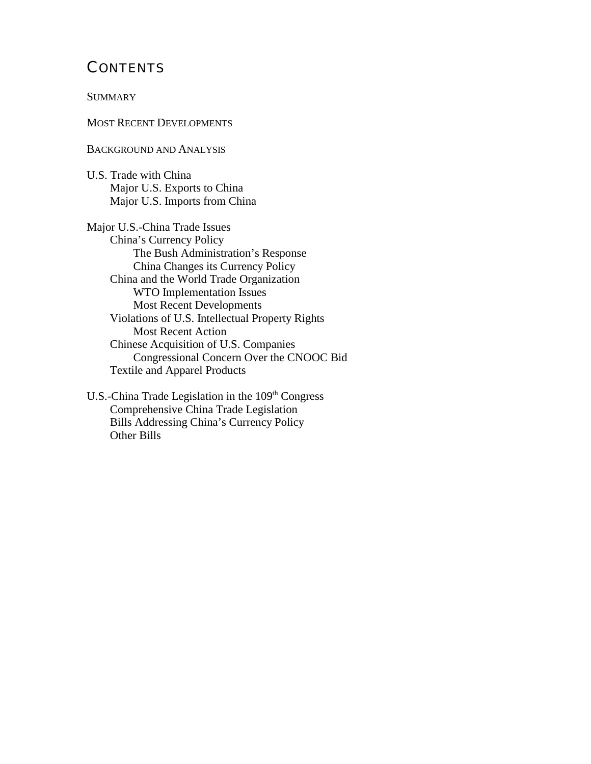# CONTENTS

SUMMARY

MOST RECENT DEVELOPMENTS

BACKGROUND AND ANALYSIS

U.S. Trade with China
- Major U.S. Exports to China
- Major U.S. Imports from China

Major U.S.-China Trade Issues
- China's Currency Policy
  - The Bush Administration's Response
  - China Changes its Currency Policy
- China and the World Trade Organization
  - WTO Implementation Issues
  - Most Recent Developments
- Violations of U.S. Intellectual Property Rights
  - Most Recent Action
- Chinese Acquisition of U.S. Companies
  - Congressional Concern Over the CNOOC Bid
- Textile and Apparel Products

U.S.-China Trade Legislation in the 109th Congress
- Comprehensive China Trade Legislation
- Bills Addressing China's Currency Policy
- Other Bills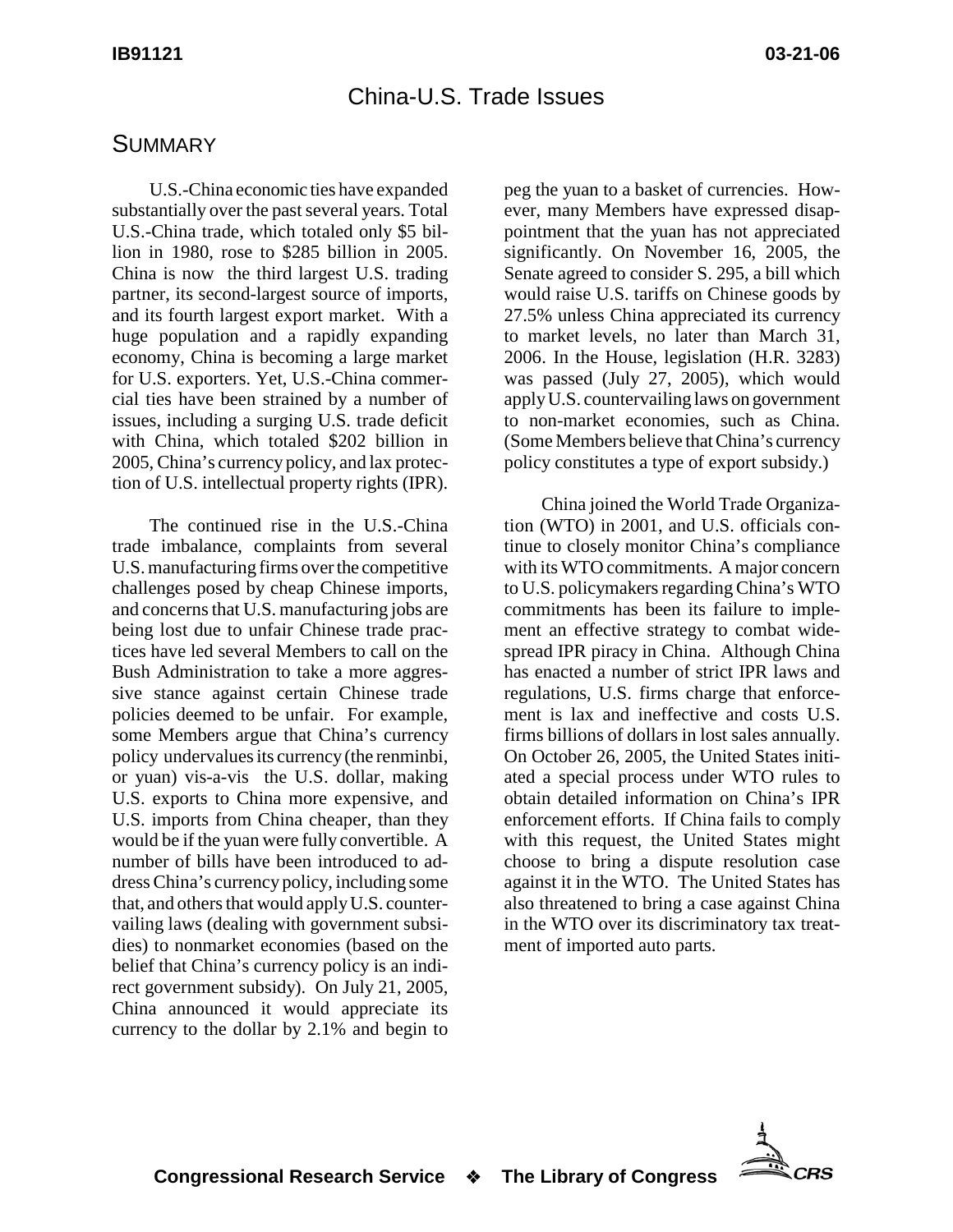# China-U.S. Trade Issues

## SUMMARY

U.S.-China economic ties have expanded substantially over the past several years. Total U.S.-China trade, which totaled only $5 billion in 1980, rose to $285 billion in 2005. China is now the third largest U.S. trading partner, its second-largest source of imports, and its fourth largest export market. With a huge population and a rapidly expanding economy, China is becoming a large market for U.S. exporters. Yet, U.S.-China commercial ties have been strained by a number of issues, including a surging U.S. trade deficit with China, which totaled $202 billion in 2005, China's currency policy, and lax protection of U.S. intellectual property rights (IPR).

The continued rise in the U.S.-China trade imbalance, complaints from several U.S. manufacturing firms over the competitive challenges posed by cheap Chinese imports, and concerns that U.S. manufacturing jobs are being lost due to unfair Chinese trade practices have led several Members to call on the Bush Administration to take a more aggressive stance against certain Chinese trade policies deemed to be unfair. For example, some Members argue that China's currency policy undervalues its currency (the renminbi, or yuan) vis-a-vis the U.S. dollar, making U.S. exports to China more expensive, and U.S. imports from China cheaper, than they would be if the yuan were fully convertible. A number of bills have been introduced to address China's currency policy, including some that, and others that would apply U.S. countervailing laws (dealing with government subsidies) to nonmarket economies (based on the belief that China's currency policy is an indirect government subsidy). On July 21, 2005, China announced it would appreciate its currency to the dollar by 2.1% and begin to peg the yuan to a basket of currencies. However, many Members have expressed disappointment that the yuan has not appreciated significantly. On November 16, 2005, the Senate agreed to consider S. 295, a bill which would raise U.S. tariffs on Chinese goods by 27.5% unless China appreciated its currency to market levels, no later than March 31, 2006. In the House, legislation (H.R. 3283) was passed (July 27, 2005), which would apply U.S. countervailing laws on government to non-market economies, such as China. (Some Members believe that China's currency policy constitutes a type of export subsidy.)

China joined the World Trade Organization (WTO) in 2001, and U.S. officials continue to closely monitor China's compliance with its WTO commitments. A major concern to U.S. policymakers regarding China's WTO commitments has been its failure to implement an effective strategy to combat widespread IPR piracy in China. Although China has enacted a number of strict IPR laws and regulations, U.S. firms charge that enforcement is lax and ineffective and costs U.S. firms billions of dollars in lost sales annually. On October 26, 2005, the United States initiated a special process under WTO rules to obtain detailed information on China's IPR enforcement efforts. If China fails to comply with this request, the United States might choose to bring a dispute resolution case against it in the WTO. The United States has also threatened to bring a case against China in the WTO over its discriminatory tax treatment of imported auto parts.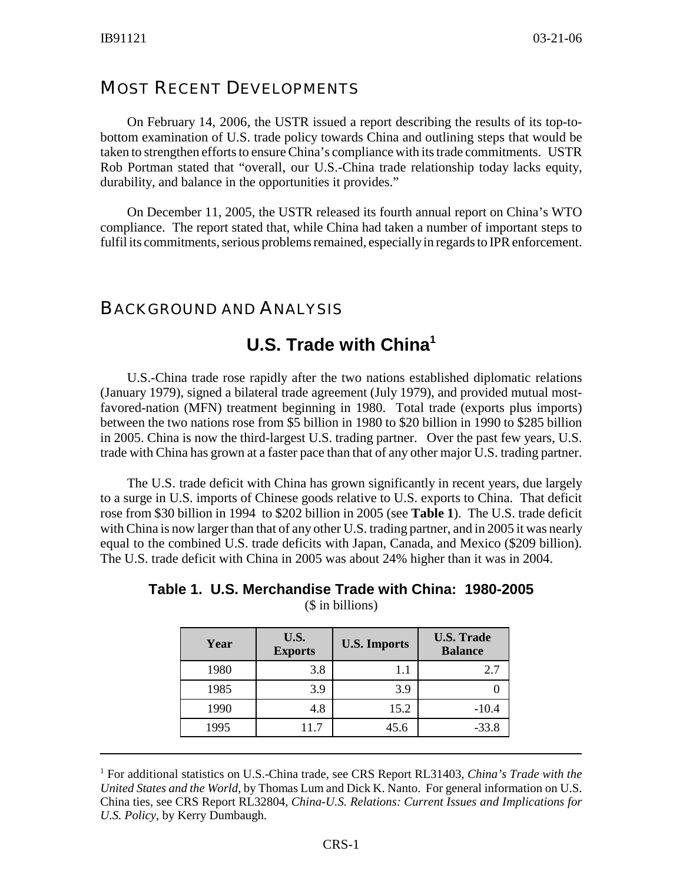## MOST RECENT DEVELOPMENTS

On February 14, 2006, the USTR issued a report describing the results of its top-to-bottom examination of U.S. trade policy towards China and outlining steps that would be taken to strengthen efforts to ensure China's compliance with its trade commitments. USTR Rob Portman stated that "overall, our U.S.-China trade relationship today lacks equity, durability, and balance in the opportunities it provides."

On December 11, 2005, the USTR released its fourth annual report on China's WTO compliance. The report stated that, while China had taken a number of important steps to fulfil its commitments, serious problems remained, especially in regards to IPR enforcement.

## BACKGROUND AND ANALYSIS

### U.S. Trade with China[1]

U.S.-China trade rose rapidly after the two nations established diplomatic relations (January 1979), signed a bilateral trade agreement (July 1979), and provided mutual most-favored-nation (MFN) treatment beginning in 1980. Total trade (exports plus imports) between the two nations rose from $5 billion in 1980 to $20 billion in 1990 to $285 billion in 2005. China is now the third-largest U.S. trading partner. Over the past few years, U.S. trade with China has grown at a faster pace than that of any other major U.S. trading partner.

The U.S. trade deficit with China has grown significantly in recent years, due largely to a surge in U.S. imports of Chinese goods relative to U.S. exports to China. That deficit rose from $30 billion in 1994 to $202 billion in 2005 (see **Table 1**). The U.S. trade deficit with China is now larger than that of any other U.S. trading partner, and in 2005 it was nearly equal to the combined U.S. trade deficits with Japan, Canada, and Mexico ($209 billion). The U.S. trade deficit with China in 2005 was about 24% higher than it was in 2004.

**Table 1. U.S. Merchandise Trade with China: 1980-2005**
($ in billions)

| Year | U.S. Exports | U.S. Imports | U.S. Trade Balance |
|---|---|---|---|
| 1980 | 3.8 | 1.1 | 2.7 |
| 1985 | 3.9 | 3.9 | 0 |
| 1990 | 4.8 | 15.2 | -10.4 |
| 1995 | 11.7 | 45.6 | -33.8 |

[1] For additional statistics on U.S.-China trade, see CRS Report RL31403, *China's Trade with the United States and the World*, by Thomas Lum and Dick K. Nanto. For general information on U.S. China ties, see CRS Report RL32804, *China-U.S. Relations: Current Issues and Implications for U.S. Policy*, by Kerry Dumbaugh.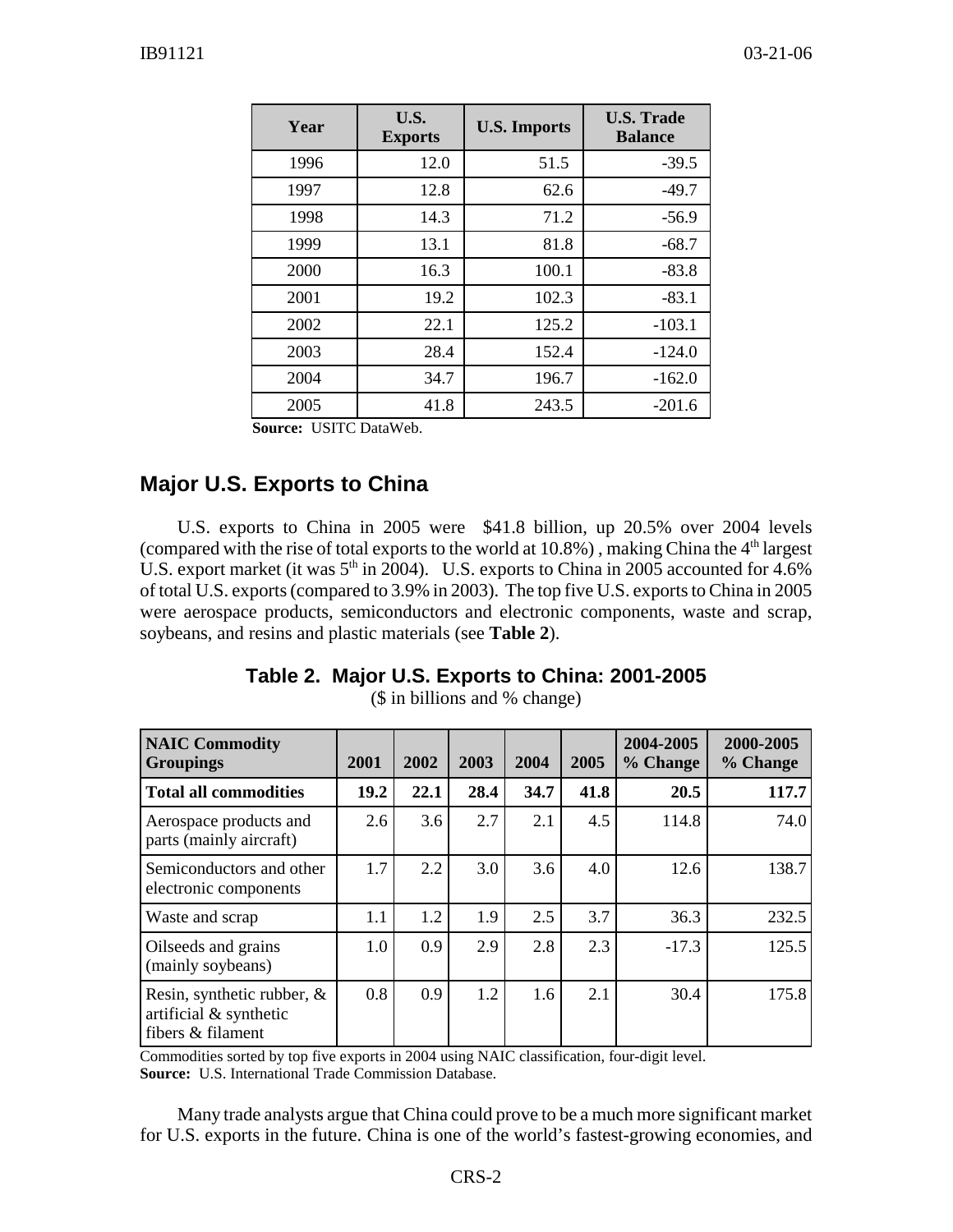| Year | U.S. Exports | U.S. Imports | U.S. Trade Balance |
|---|---|---|---|
| 1996 | 12.0 | 51.5 | -39.5 |
| 1997 | 12.8 | 62.6 | -49.7 |
| 1998 | 14.3 | 71.2 | -56.9 |
| 1999 | 13.1 | 81.8 | -68.7 |
| 2000 | 16.3 | 100.1 | -83.8 |
| 2001 | 19.2 | 102.3 | -83.1 |
| 2002 | 22.1 | 125.2 | -103.1 |
| 2003 | 28.4 | 152.4 | -124.0 |
| 2004 | 34.7 | 196.7 | -162.0 |
| 2005 | 41.8 | 243.5 | -201.6 |

**Source:** USITC DataWeb.

## Major U.S. Exports to China

U.S. exports to China in 2005 were $41.8 billion, up 20.5% over 2004 levels (compared with the rise of total exports to the world at 10.8%) , making China the 4th largest U.S. export market (it was 5th in 2004). U.S. exports to China in 2005 accounted for 4.6% of total U.S. exports (compared to 3.9% in 2003). The top five U.S. exports to China in 2005 were aerospace products, semiconductors and electronic components, waste and scrap, soybeans, and resins and plastic materials (see **Table 2**).

**Table 2. Major U.S. Exports to China: 2001-2005**

($ in billions and % change)

| NAIC Commodity Groupings | 2001 | 2002 | 2003 | 2004 | 2005 | 2004-2005 % Change | 2000-2005 % Change |
|---|---|---|---|---|---|---|---|
| **Total all commodities** | **19.2** | **22.1** | **28.4** | **34.7** | **41.8** | **20.5** | **117.7** |
| Aerospace products and parts (mainly aircraft) | 2.6 | 3.6 | 2.7 | 2.1 | 4.5 | 114.8 | 74.0 |
| Semiconductors and other electronic components | 1.7 | 2.2 | 3.0 | 3.6 | 4.0 | 12.6 | 138.7 |
| Waste and scrap | 1.1 | 1.2 | 1.9 | 2.5 | 3.7 | 36.3 | 232.5 |
| Oilseeds and grains (mainly soybeans) | 1.0 | 0.9 | 2.9 | 2.8 | 2.3 | -17.3 | 125.5 |
| Resin, synthetic rubber, & artificial & synthetic fibers & filament | 0.8 | 0.9 | 1.2 | 1.6 | 2.1 | 30.4 | 175.8 |

Commodities sorted by top five exports in 2004 using NAIC classification, four-digit level.
**Source:** U.S. International Trade Commission Database.

Many trade analysts argue that China could prove to be a much more significant market for U.S. exports in the future. China is one of the world's fastest-growing economies, and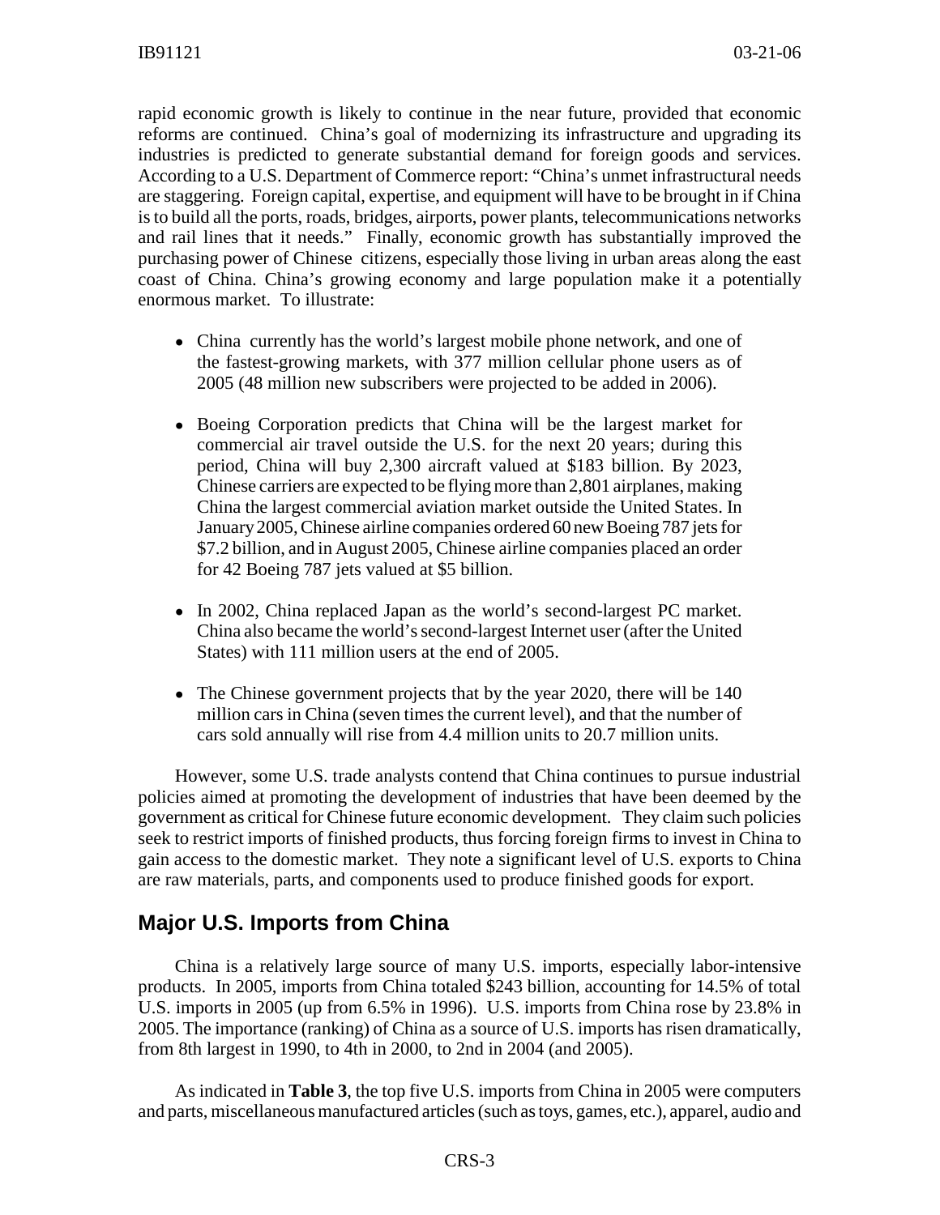rapid economic growth is likely to continue in the near future, provided that economic reforms are continued. China's goal of modernizing its infrastructure and upgrading its industries is predicted to generate substantial demand for foreign goods and services. According to a U.S. Department of Commerce report: "China's unmet infrastructural needs are staggering. Foreign capital, expertise, and equipment will have to be brought in if China is to build all the ports, roads, bridges, airports, power plants, telecommunications networks and rail lines that it needs." Finally, economic growth has substantially improved the purchasing power of Chinese citizens, especially those living in urban areas along the east coast of China. China's growing economy and large population make it a potentially enormous market. To illustrate:

- China currently has the world's largest mobile phone network, and one of the fastest-growing markets, with 377 million cellular phone users as of 2005 (48 million new subscribers were projected to be added in 2006).

- Boeing Corporation predicts that China will be the largest market for commercial air travel outside the U.S. for the next 20 years; during this period, China will buy 2,300 aircraft valued at $183 billion. By 2023, Chinese carriers are expected to be flying more than 2,801 airplanes, making China the largest commercial aviation market outside the United States. In January 2005, Chinese airline companies ordered 60 new Boeing 787 jets for $7.2 billion, and in August 2005, Chinese airline companies placed an order for 42 Boeing 787 jets valued at $5 billion.

- In 2002, China replaced Japan as the world's second-largest PC market. China also became the world's second-largest Internet user (after the United States) with 111 million users at the end of 2005.

- The Chinese government projects that by the year 2020, there will be 140 million cars in China (seven times the current level), and that the number of cars sold annually will rise from 4.4 million units to 20.7 million units.

However, some U.S. trade analysts contend that China continues to pursue industrial policies aimed at promoting the development of industries that have been deemed by the government as critical for Chinese future economic development. They claim such policies seek to restrict imports of finished products, thus forcing foreign firms to invest in China to gain access to the domestic market. They note a significant level of U.S. exports to China are raw materials, parts, and components used to produce finished goods for export.

## Major U.S. Imports from China

China is a relatively large source of many U.S. imports, especially labor-intensive products. In 2005, imports from China totaled $243 billion, accounting for 14.5% of total U.S. imports in 2005 (up from 6.5% in 1996). U.S. imports from China rose by 23.8% in 2005. The importance (ranking) of China as a source of U.S. imports has risen dramatically, from 8th largest in 1990, to 4th in 2000, to 2nd in 2004 (and 2005).

As indicated in **Table 3**, the top five U.S. imports from China in 2005 were computers and parts, miscellaneous manufactured articles (such as toys, games, etc.), apparel, audio and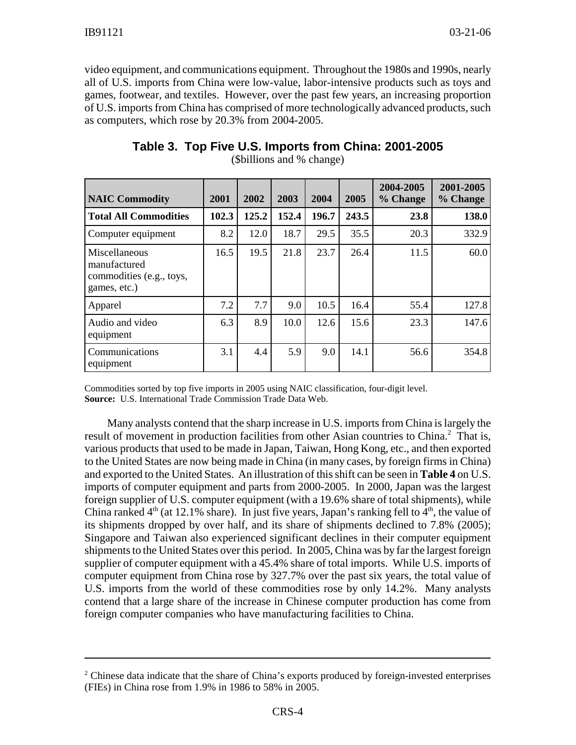video equipment, and communications equipment. Throughout the 1980s and 1990s, nearly all of U.S. imports from China were low-value, labor-intensive products such as toys and games, footwear, and textiles. However, over the past few years, an increasing proportion of U.S. imports from China has comprised of more technologically advanced products, such as computers, which rose by 20.3% from 2004-2005.

### Table 3. Top Five U.S. Imports from China: 2001-2005

($billions and % change)

| NAIC Commodity | 2001 | 2002 | 2003 | 2004 | 2005 | 2004-2005 % Change | 2001-2005 % Change |
|---|---|---|---|---|---|---|---|
| **Total All Commodities** | **102.3** | **125.2** | **152.4** | **196.7** | **243.5** | **23.8** | **138.0** |
| Computer equipment | 8.2 | 12.0 | 18.7 | 29.5 | 35.5 | 20.3 | 332.9 |
| Miscellaneous manufactured commodities (e.g., toys, games, etc.) | 16.5 | 19.5 | 21.8 | 23.7 | 26.4 | 11.5 | 60.0 |
| Apparel | 7.2 | 7.7 | 9.0 | 10.5 | 16.4 | 55.4 | 127.8 |
| Audio and video equipment | 6.3 | 8.9 | 10.0 | 12.6 | 15.6 | 23.3 | 147.6 |
| Communications equipment | 3.1 | 4.4 | 5.9 | 9.0 | 14.1 | 56.6 | 354.8 |

Commodities sorted by top five imports in 2005 using NAIC classification, four-digit level.
**Source:** U.S. International Trade Commission Trade Data Web.

Many analysts contend that the sharp increase in U.S. imports from China is largely the result of movement in production facilities from other Asian countries to China.[2] That is, various products that used to be made in Japan, Taiwan, Hong Kong, etc., and then exported to the United States are now being made in China (in many cases, by foreign firms in China) and exported to the United States. An illustration of this shift can be seen in **Table 4** on U.S. imports of computer equipment and parts from 2000-2005. In 2000, Japan was the largest foreign supplier of U.S. computer equipment (with a 19.6% share of total shipments), while China ranked 4th (at 12.1% share). In just five years, Japan's ranking fell to 4th, the value of its shipments dropped by over half, and its share of shipments declined to 7.8% (2005); Singapore and Taiwan also experienced significant declines in their computer equipment shipments to the United States over this period. In 2005, China was by far the largest foreign supplier of computer equipment with a 45.4% share of total imports. While U.S. imports of computer equipment from China rose by 327.7% over the past six years, the total value of U.S. imports from the world of these commodities rose by only 14.2%. Many analysts contend that a large share of the increase in Chinese computer production has come from foreign computer companies who have manufacturing facilities to China.

[2] Chinese data indicate that the share of China's exports produced by foreign-invested enterprises (FIEs) in China rose from 1.9% in 1986 to 58% in 2005.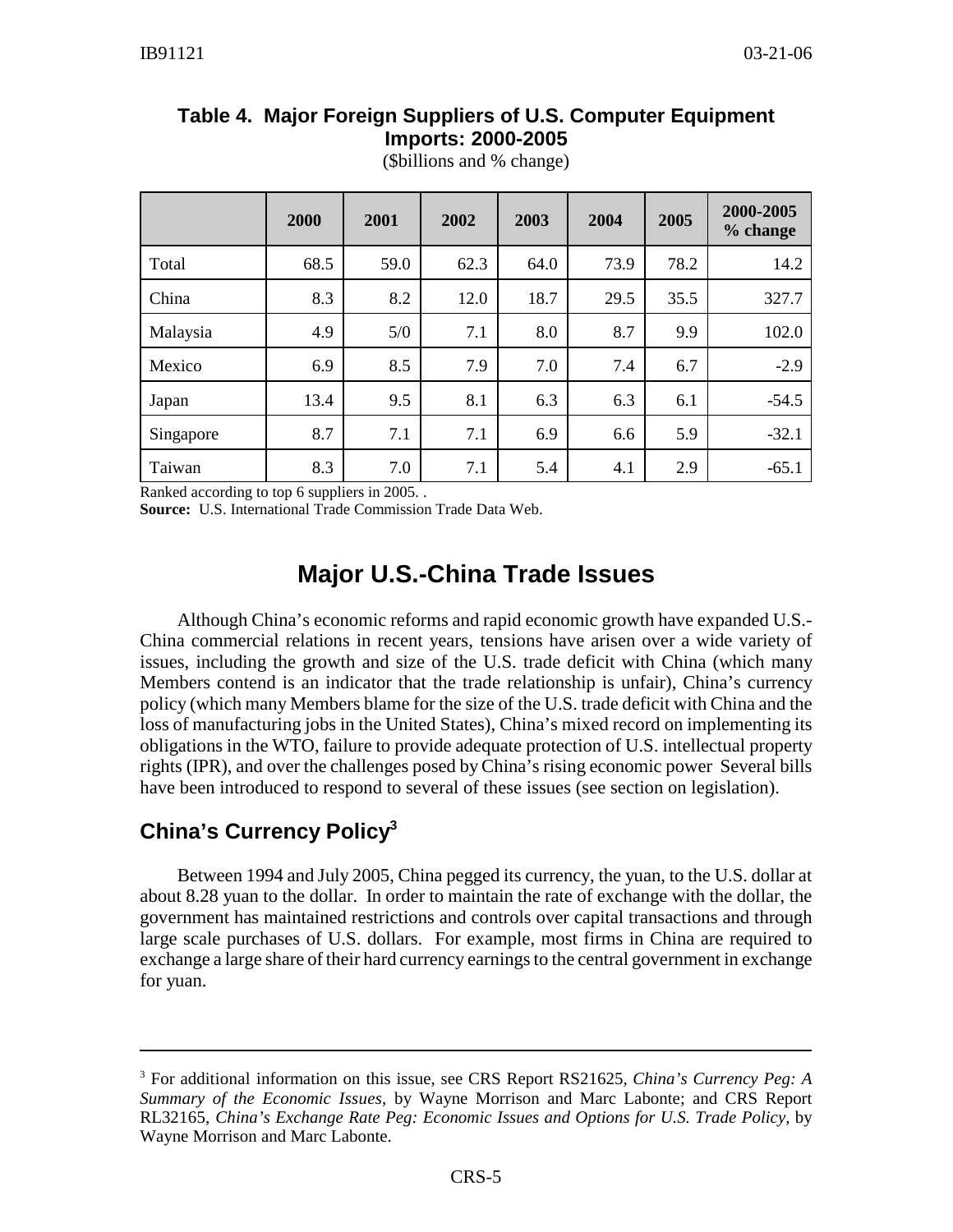**Table 4. Major Foreign Suppliers of U.S. Computer Equipment Imports: 2000-2005**
($billions and % change)

| | 2000 | 2001 | 2002 | 2003 | 2004 | 2005 | 2000-2005 % change |
|---|---|---|---|---|---|---|---|
| Total | 68.5 | 59.0 | 62.3 | 64.0 | 73.9 | 78.2 | 14.2 |
| China | 8.3 | 8.2 | 12.0 | 18.7 | 29.5 | 35.5 | 327.7 |
| Malaysia | 4.9 | 5/0 | 7.1 | 8.0 | 8.7 | 9.9 | 102.0 |
| Mexico | 6.9 | 8.5 | 7.9 | 7.0 | 7.4 | 6.7 | -2.9 |
| Japan | 13.4 | 9.5 | 8.1 | 6.3 | 6.3 | 6.1 | -54.5 |
| Singapore | 8.7 | 7.1 | 7.1 | 6.9 | 6.6 | 5.9 | -32.1 |
| Taiwan | 8.3 | 7.0 | 7.1 | 5.4 | 4.1 | 2.9 | -65.1 |

Ranked according to top 6 suppliers in 2005. .

**Source:** U.S. International Trade Commission Trade Data Web.

# Major U.S.-China Trade Issues

Although China's economic reforms and rapid economic growth have expanded U.S.-China commercial relations in recent years, tensions have arisen over a wide variety of issues, including the growth and size of the U.S. trade deficit with China (which many Members contend is an indicator that the trade relationship is unfair), China's currency policy (which many Members blame for the size of the U.S. trade deficit with China and the loss of manufacturing jobs in the United States), China's mixed record on implementing its obligations in the WTO, failure to provide adequate protection of U.S. intellectual property rights (IPR), and over the challenges posed by China's rising economic power Several bills have been introduced to respond to several of these issues (see section on legislation).

## China's Currency Policy[3]

Between 1994 and July 2005, China pegged its currency, the yuan, to the U.S. dollar at about 8.28 yuan to the dollar. In order to maintain the rate of exchange with the dollar, the government has maintained restrictions and controls over capital transactions and through large scale purchases of U.S. dollars. For example, most firms in China are required to exchange a large share of their hard currency earnings to the central government in exchange for yuan.

---

[3] For additional information on this issue, see CRS Report RS21625, *China's Currency Peg: A Summary of the Economic Issues*, by Wayne Morrison and Marc Labonte; and CRS Report RL32165, *China's Exchange Rate Peg: Economic Issues and Options for U.S. Trade Policy*, by Wayne Morrison and Marc Labonte.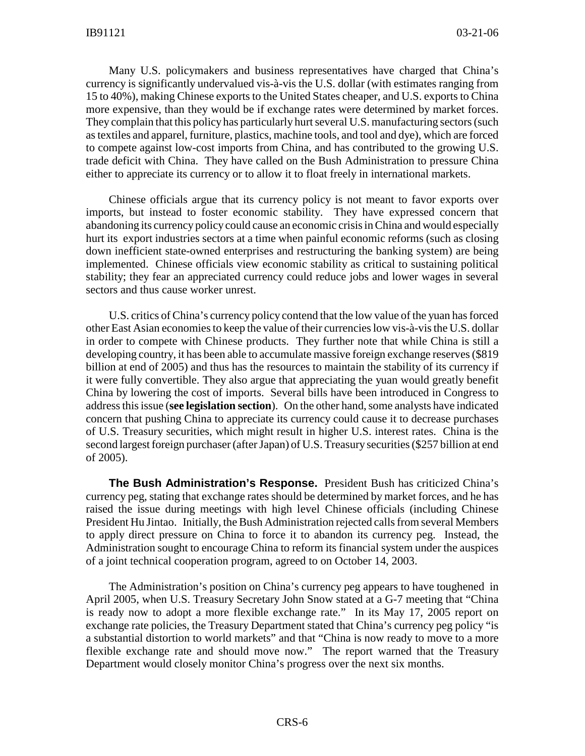Many U.S. policymakers and business representatives have charged that China's currency is significantly undervalued vis-à-vis the U.S. dollar (with estimates ranging from 15 to 40%), making Chinese exports to the United States cheaper, and U.S. exports to China more expensive, than they would be if exchange rates were determined by market forces. They complain that this policy has particularly hurt several U.S. manufacturing sectors (such as textiles and apparel, furniture, plastics, machine tools, and tool and dye), which are forced to compete against low-cost imports from China, and has contributed to the growing U.S. trade deficit with China. They have called on the Bush Administration to pressure China either to appreciate its currency or to allow it to float freely in international markets.

Chinese officials argue that its currency policy is not meant to favor exports over imports, but instead to foster economic stability. They have expressed concern that abandoning its currency policy could cause an economic crisis in China and would especially hurt its export industries sectors at a time when painful economic reforms (such as closing down inefficient state-owned enterprises and restructuring the banking system) are being implemented. Chinese officials view economic stability as critical to sustaining political stability; they fear an appreciated currency could reduce jobs and lower wages in several sectors and thus cause worker unrest.

U.S. critics of China's currency policy contend that the low value of the yuan has forced other East Asian economies to keep the value of their currencies low vis-à-vis the U.S. dollar in order to compete with Chinese products. They further note that while China is still a developing country, it has been able to accumulate massive foreign exchange reserves ($819 billion at end of 2005) and thus has the resources to maintain the stability of its currency if it were fully convertible. They also argue that appreciating the yuan would greatly benefit China by lowering the cost of imports. Several bills have been introduced in Congress to address this issue (**see legislation section**). On the other hand, some analysts have indicated concern that pushing China to appreciate its currency could cause it to decrease purchases of U.S. Treasury securities, which might result in higher U.S. interest rates. China is the second largest foreign purchaser (after Japan) of U.S. Treasury securities ($257 billion at end of 2005).

**The Bush Administration's Response.** President Bush has criticized China's currency peg, stating that exchange rates should be determined by market forces, and he has raised the issue during meetings with high level Chinese officials (including Chinese President Hu Jintao. Initially, the Bush Administration rejected calls from several Members to apply direct pressure on China to force it to abandon its currency peg. Instead, the Administration sought to encourage China to reform its financial system under the auspices of a joint technical cooperation program, agreed to on October 14, 2003.

The Administration's position on China's currency peg appears to have toughened in April 2005, when U.S. Treasury Secretary John Snow stated at a G-7 meeting that "China is ready now to adopt a more flexible exchange rate." In its May 17, 2005 report on exchange rate policies, the Treasury Department stated that China's currency peg policy "is a substantial distortion to world markets" and that "China is now ready to move to a more flexible exchange rate and should move now." The report warned that the Treasury Department would closely monitor China's progress over the next six months.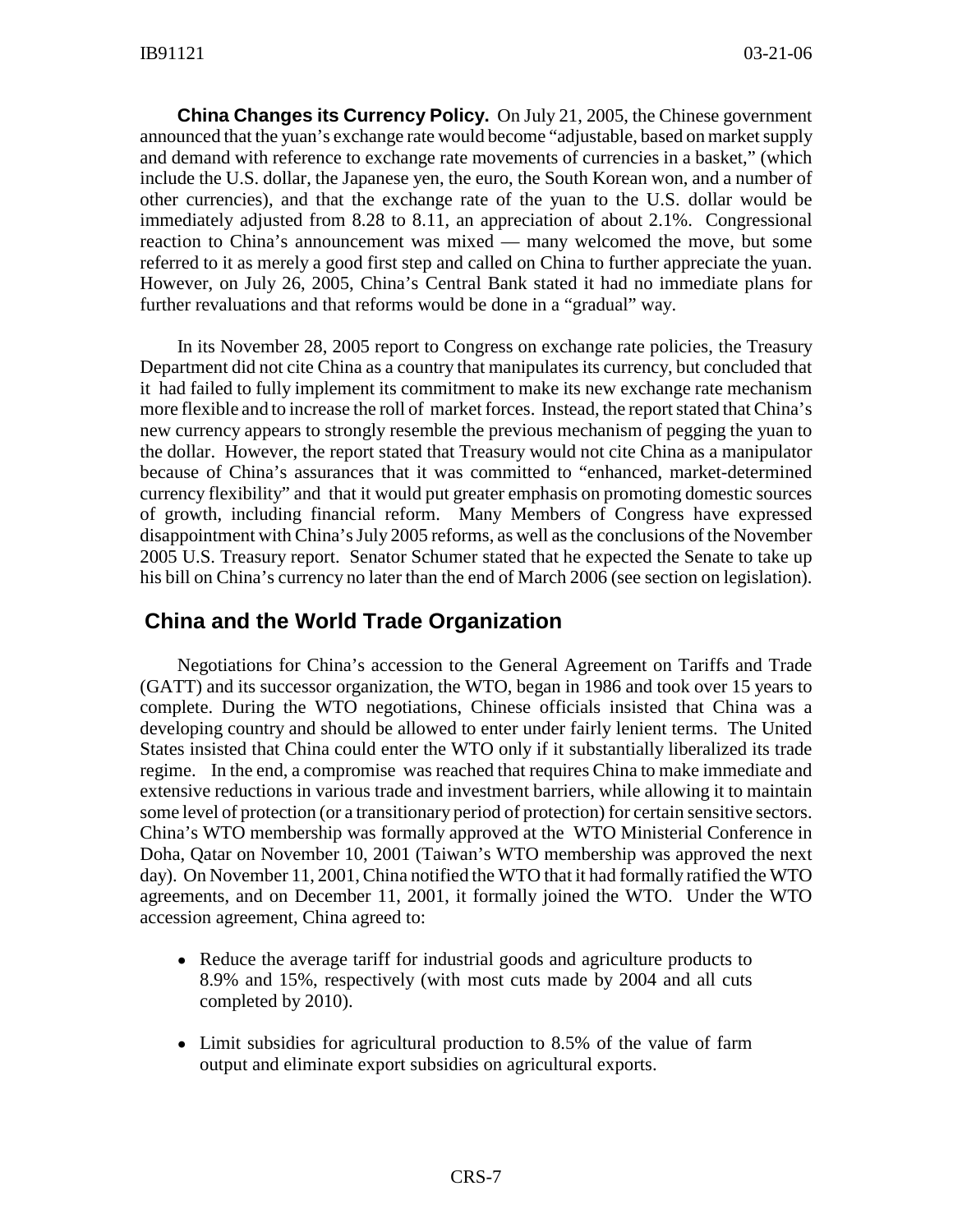**China Changes its Currency Policy.** On July 21, 2005, the Chinese government announced that the yuan's exchange rate would become "adjustable, based on market supply and demand with reference to exchange rate movements of currencies in a basket," (which include the U.S. dollar, the Japanese yen, the euro, the South Korean won, and a number of other currencies), and that the exchange rate of the yuan to the U.S. dollar would be immediately adjusted from 8.28 to 8.11, an appreciation of about 2.1%. Congressional reaction to China's announcement was mixed — many welcomed the move, but some referred to it as merely a good first step and called on China to further appreciate the yuan. However, on July 26, 2005, China's Central Bank stated it had no immediate plans for further revaluations and that reforms would be done in a "gradual" way.

In its November 28, 2005 report to Congress on exchange rate policies, the Treasury Department did not cite China as a country that manipulates its currency, but concluded that it had failed to fully implement its commitment to make its new exchange rate mechanism more flexible and to increase the roll of market forces. Instead, the report stated that China's new currency appears to strongly resemble the previous mechanism of pegging the yuan to the dollar. However, the report stated that Treasury would not cite China as a manipulator because of China's assurances that it was committed to "enhanced, market-determined currency flexibility" and that it would put greater emphasis on promoting domestic sources of growth, including financial reform. Many Members of Congress have expressed disappointment with China's July 2005 reforms, as well as the conclusions of the November 2005 U.S. Treasury report. Senator Schumer stated that he expected the Senate to take up his bill on China's currency no later than the end of March 2006 (see section on legislation).

## China and the World Trade Organization

Negotiations for China's accession to the General Agreement on Tariffs and Trade (GATT) and its successor organization, the WTO, began in 1986 and took over 15 years to complete. During the WTO negotiations, Chinese officials insisted that China was a developing country and should be allowed to enter under fairly lenient terms. The United States insisted that China could enter the WTO only if it substantially liberalized its trade regime. In the end, a compromise was reached that requires China to make immediate and extensive reductions in various trade and investment barriers, while allowing it to maintain some level of protection (or a transitionary period of protection) for certain sensitive sectors. China's WTO membership was formally approved at the WTO Ministerial Conference in Doha, Qatar on November 10, 2001 (Taiwan's WTO membership was approved the next day). On November 11, 2001, China notified the WTO that it had formally ratified the WTO agreements, and on December 11, 2001, it formally joined the WTO. Under the WTO accession agreement, China agreed to:

- Reduce the average tariff for industrial goods and agriculture products to 8.9% and 15%, respectively (with most cuts made by 2004 and all cuts completed by 2010).
- Limit subsidies for agricultural production to 8.5% of the value of farm output and eliminate export subsidies on agricultural exports.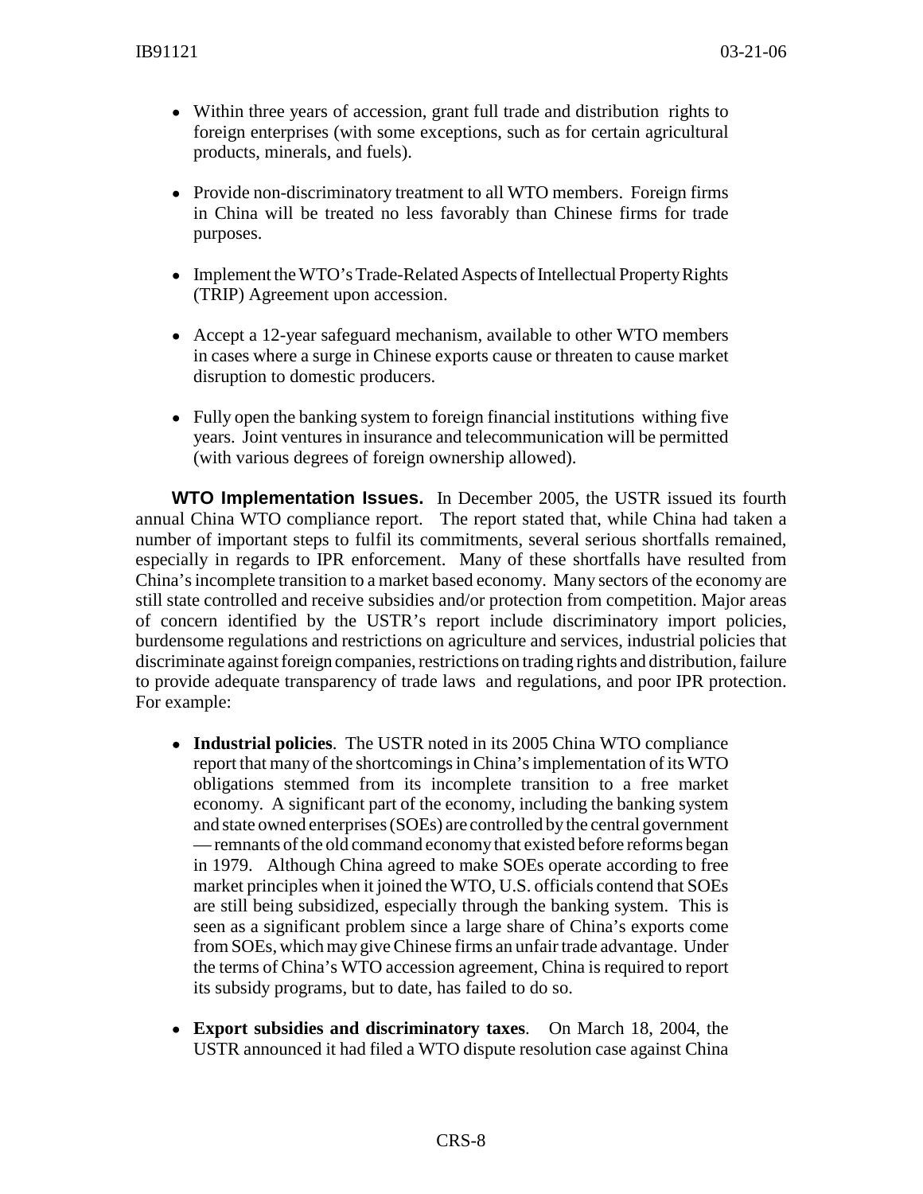- Within three years of accession, grant full trade and distribution rights to foreign enterprises (with some exceptions, such as for certain agricultural products, minerals, and fuels).

- Provide non-discriminatory treatment to all WTO members. Foreign firms in China will be treated no less favorably than Chinese firms for trade purposes.

- Implement the WTO's Trade-Related Aspects of Intellectual Property Rights (TRIP) Agreement upon accession.

- Accept a 12-year safeguard mechanism, available to other WTO members in cases where a surge in Chinese exports cause or threaten to cause market disruption to domestic producers.

- Fully open the banking system to foreign financial institutions withing five years. Joint ventures in insurance and telecommunication will be permitted (with various degrees of foreign ownership allowed).

**WTO Implementation Issues.** In December 2005, the USTR issued its fourth annual China WTO compliance report. The report stated that, while China had taken a number of important steps to fulfil its commitments, several serious shortfalls remained, especially in regards to IPR enforcement. Many of these shortfalls have resulted from China's incomplete transition to a market based economy. Many sectors of the economy are still state controlled and receive subsidies and/or protection from competition. Major areas of concern identified by the USTR's report include discriminatory import policies, burdensome regulations and restrictions on agriculture and services, industrial policies that discriminate against foreign companies, restrictions on trading rights and distribution, failure to provide adequate transparency of trade laws and regulations, and poor IPR protection. For example:

- **Industrial policies**. The USTR noted in its 2005 China WTO compliance report that many of the shortcomings in China's implementation of its WTO obligations stemmed from its incomplete transition to a free market economy. A significant part of the economy, including the banking system and state owned enterprises (SOEs) are controlled by the central government — remnants of the old command economy that existed before reforms began in 1979. Although China agreed to make SOEs operate according to free market principles when it joined the WTO, U.S. officials contend that SOEs are still being subsidized, especially through the banking system. This is seen as a significant problem since a large share of China's exports come from SOEs, which may give Chinese firms an unfair trade advantage. Under the terms of China's WTO accession agreement, China is required to report its subsidy programs, but to date, has failed to do so.

- **Export subsidies and discriminatory taxes**. On March 18, 2004, the USTR announced it had filed a WTO dispute resolution case against China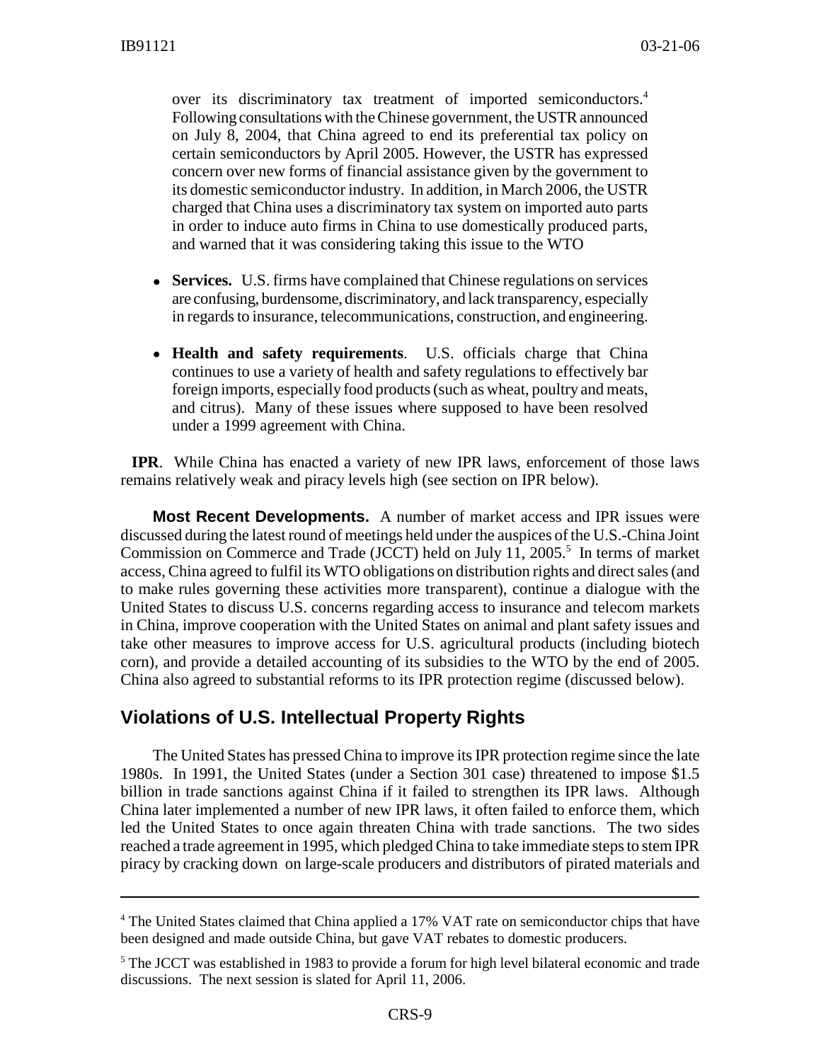over its discriminatory tax treatment of imported semiconductors.[4] Following consultations with the Chinese government, the USTR announced on July 8, 2004, that China agreed to end its preferential tax policy on certain semiconductors by April 2005. However, the USTR has expressed concern over new forms of financial assistance given by the government to its domestic semiconductor industry. In addition, in March 2006, the USTR charged that China uses a discriminatory tax system on imported auto parts in order to induce auto firms in China to use domestically produced parts, and warned that it was considering taking this issue to the WTO

- **Services.** U.S. firms have complained that Chinese regulations on services are confusing, burdensome, discriminatory, and lack transparency, especially in regards to insurance, telecommunications, construction, and engineering.
- **Health and safety requirements**. U.S. officials charge that China continues to use a variety of health and safety regulations to effectively bar foreign imports, especially food products (such as wheat, poultry and meats, and citrus). Many of these issues where supposed to have been resolved under a 1999 agreement with China.

**IPR**. While China has enacted a variety of new IPR laws, enforcement of those laws remains relatively weak and piracy levels high (see section on IPR below).

**Most Recent Developments.** A number of market access and IPR issues were discussed during the latest round of meetings held under the auspices of the U.S.-China Joint Commission on Commerce and Trade (JCCT) held on July 11, 2005.[5] In terms of market access, China agreed to fulfil its WTO obligations on distribution rights and direct sales (and to make rules governing these activities more transparent), continue a dialogue with the United States to discuss U.S. concerns regarding access to insurance and telecom markets in China, improve cooperation with the United States on animal and plant safety issues and take other measures to improve access for U.S. agricultural products (including biotech corn), and provide a detailed accounting of its subsidies to the WTO by the end of 2005. China also agreed to substantial reforms to its IPR protection regime (discussed below).

## Violations of U.S. Intellectual Property Rights

The United States has pressed China to improve its IPR protection regime since the late 1980s. In 1991, the United States (under a Section 301 case) threatened to impose $1.5 billion in trade sanctions against China if it failed to strengthen its IPR laws. Although China later implemented a number of new IPR laws, it often failed to enforce them, which led the United States to once again threaten China with trade sanctions. The two sides reached a trade agreement in 1995, which pledged China to take immediate steps to stem IPR piracy by cracking down on large-scale producers and distributors of pirated materials and

---

[4] The United States claimed that China applied a 17% VAT rate on semiconductor chips that have been designed and made outside China, but gave VAT rebates to domestic producers.

[5] The JCCT was established in 1983 to provide a forum for high level bilateral economic and trade discussions. The next session is slated for April 11, 2006.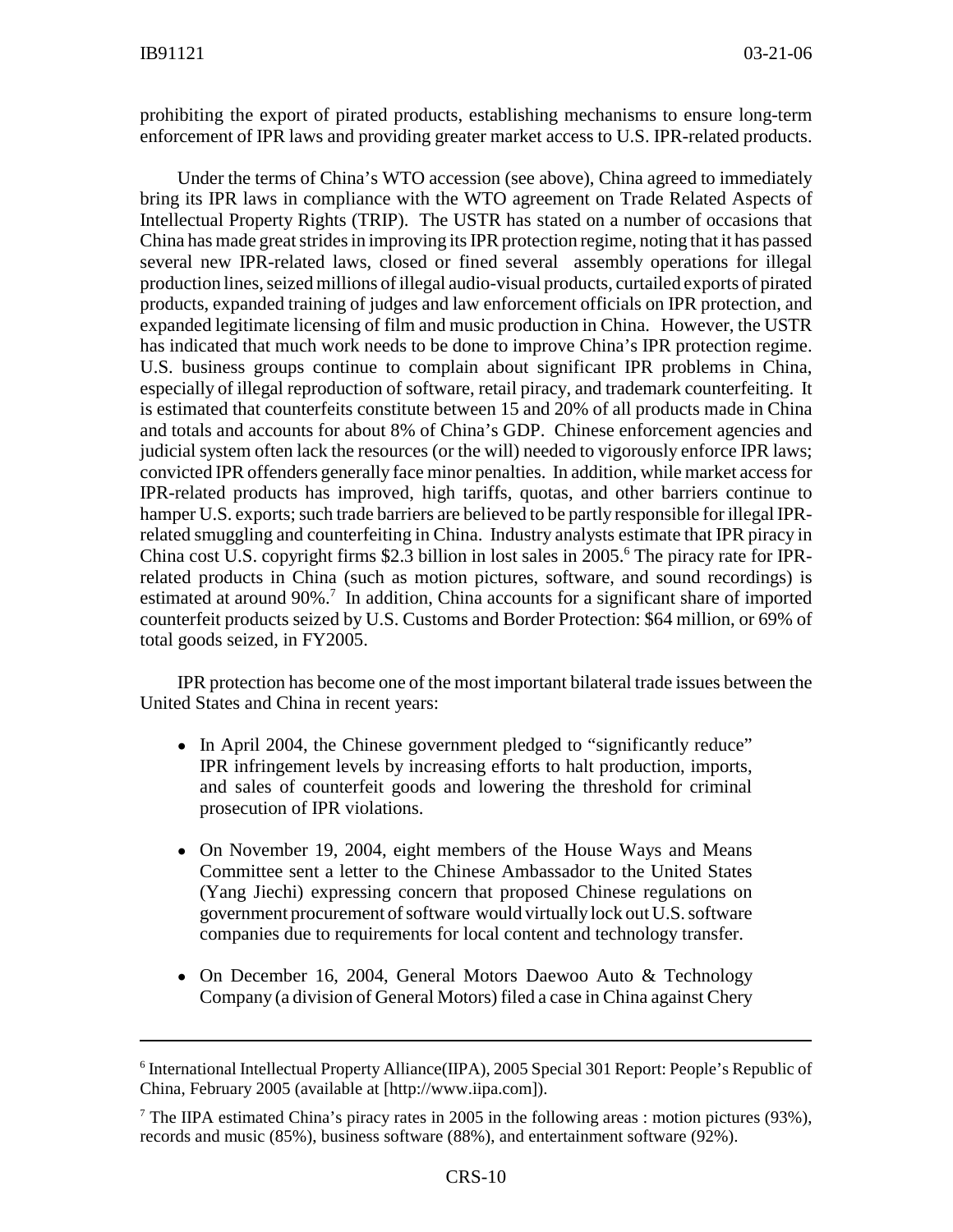prohibiting the export of pirated products, establishing mechanisms to ensure long-term enforcement of IPR laws and providing greater market access to U.S. IPR-related products.

Under the terms of China's WTO accession (see above), China agreed to immediately bring its IPR laws in compliance with the WTO agreement on Trade Related Aspects of Intellectual Property Rights (TRIP). The USTR has stated on a number of occasions that China has made great strides in improving its IPR protection regime, noting that it has passed several new IPR-related laws, closed or fined several assembly operations for illegal production lines, seized millions of illegal audio-visual products, curtailed exports of pirated products, expanded training of judges and law enforcement officials on IPR protection, and expanded legitimate licensing of film and music production in China. However, the USTR has indicated that much work needs to be done to improve China's IPR protection regime. U.S. business groups continue to complain about significant IPR problems in China, especially of illegal reproduction of software, retail piracy, and trademark counterfeiting. It is estimated that counterfeits constitute between 15 and 20% of all products made in China and totals and accounts for about 8% of China's GDP. Chinese enforcement agencies and judicial system often lack the resources (or the will) needed to vigorously enforce IPR laws; convicted IPR offenders generally face minor penalties. In addition, while market access for IPR-related products has improved, high tariffs, quotas, and other barriers continue to hamper U.S. exports; such trade barriers are believed to be partly responsible for illegal IPR-related smuggling and counterfeiting in China. Industry analysts estimate that IPR piracy in China cost U.S. copyright firms $2.3 billion in lost sales in 2005.[6] The piracy rate for IPR-related products in China (such as motion pictures, software, and sound recordings) is estimated at around 90%.[7] In addition, China accounts for a significant share of imported counterfeit products seized by U.S. Customs and Border Protection: $64 million, or 69% of total goods seized, in FY2005.

IPR protection has become one of the most important bilateral trade issues between the United States and China in recent years:

- In April 2004, the Chinese government pledged to "significantly reduce" IPR infringement levels by increasing efforts to halt production, imports, and sales of counterfeit goods and lowering the threshold for criminal prosecution of IPR violations.
- On November 19, 2004, eight members of the House Ways and Means Committee sent a letter to the Chinese Ambassador to the United States (Yang Jiechi) expressing concern that proposed Chinese regulations on government procurement of software would virtually lock out U.S. software companies due to requirements for local content and technology transfer.
- On December 16, 2004, General Motors Daewoo Auto & Technology Company (a division of General Motors) filed a case in China against Chery

---

[6] International Intellectual Property Alliance(IIPA), 2005 Special 301 Report: People's Republic of China, February 2005 (available at [http://www.iipa.com]).

[7] The IIPA estimated China's piracy rates in 2005 in the following areas : motion pictures (93%), records and music (85%), business software (88%), and entertainment software (92%).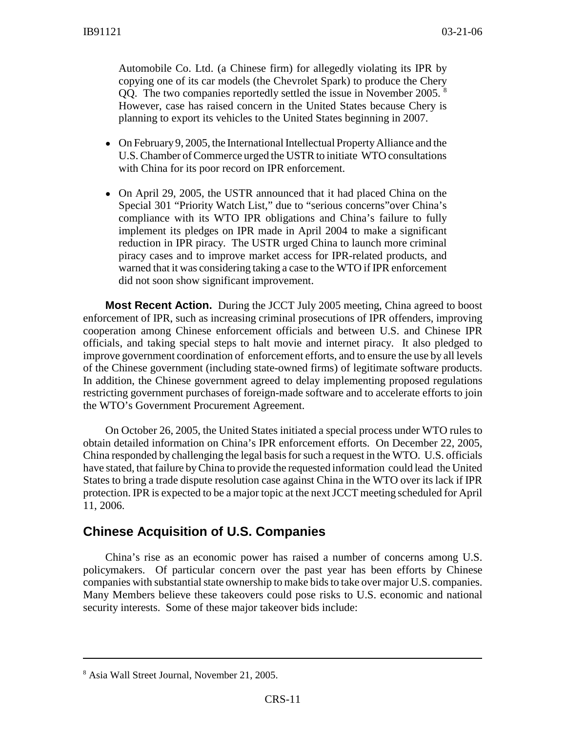Automobile Co. Ltd. (a Chinese firm) for allegedly violating its IPR by copying one of its car models (the Chevrolet Spark) to produce the Chery QQ. The two companies reportedly settled the issue in November 2005. [8] However, case has raised concern in the United States because Chery is planning to export its vehicles to the United States beginning in 2007.

- On February 9, 2005, the International Intellectual Property Alliance and the U.S. Chamber of Commerce urged the USTR to initiate WTO consultations with China for its poor record on IPR enforcement.

- On April 29, 2005, the USTR announced that it had placed China on the Special 301 "Priority Watch List," due to "serious concerns"over China's compliance with its WTO IPR obligations and China's failure to fully implement its pledges on IPR made in April 2004 to make a significant reduction in IPR piracy. The USTR urged China to launch more criminal piracy cases and to improve market access for IPR-related products, and warned that it was considering taking a case to the WTO if IPR enforcement did not soon show significant improvement.

**Most Recent Action.** During the JCCT July 2005 meeting, China agreed to boost enforcement of IPR, such as increasing criminal prosecutions of IPR offenders, improving cooperation among Chinese enforcement officials and between U.S. and Chinese IPR officials, and taking special steps to halt movie and internet piracy. It also pledged to improve government coordination of enforcement efforts, and to ensure the use by all levels of the Chinese government (including state-owned firms) of legitimate software products. In addition, the Chinese government agreed to delay implementing proposed regulations restricting government purchases of foreign-made software and to accelerate efforts to join the WTO's Government Procurement Agreement.

On October 26, 2005, the United States initiated a special process under WTO rules to obtain detailed information on China's IPR enforcement efforts. On December 22, 2005, China responded by challenging the legal basis for such a request in the WTO. U.S. officials have stated, that failure by China to provide the requested information could lead the United States to bring a trade dispute resolution case against China in the WTO over its lack if IPR protection. IPR is expected to be a major topic at the next JCCT meeting scheduled for April 11, 2006.

## Chinese Acquisition of U.S. Companies

China's rise as an economic power has raised a number of concerns among U.S. policymakers. Of particular concern over the past year has been efforts by Chinese companies with substantial state ownership to make bids to take over major U.S. companies. Many Members believe these takeovers could pose risks to U.S. economic and national security interests. Some of these major takeover bids include:

---

[8] Asia Wall Street Journal, November 21, 2005.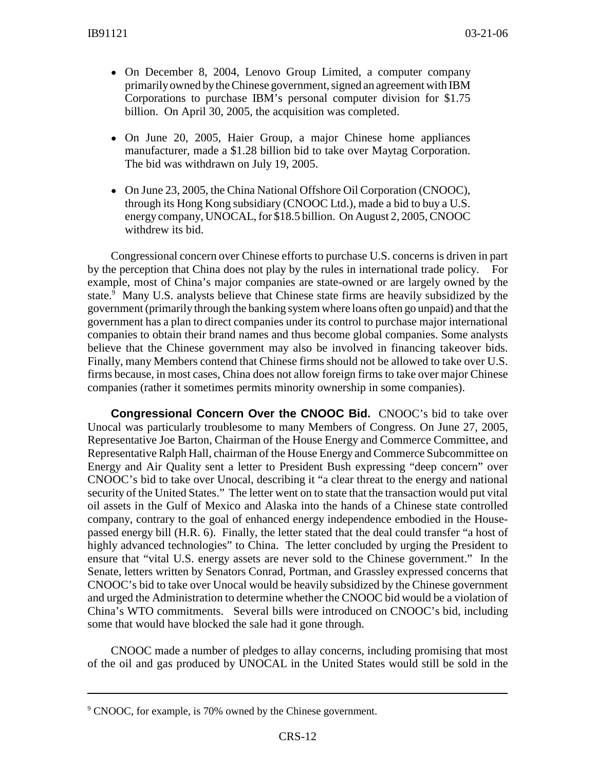- On December 8, 2004, Lenovo Group Limited, a computer company primarily owned by the Chinese government, signed an agreement with IBM Corporations to purchase IBM's personal computer division for \$1.75 billion. On April 30, 2005, the acquisition was completed.
- On June 20, 2005, Haier Group, a major Chinese home appliances manufacturer, made a \$1.28 billion bid to take over Maytag Corporation. The bid was withdrawn on July 19, 2005.
- On June 23, 2005, the China National Offshore Oil Corporation (CNOOC), through its Hong Kong subsidiary (CNOOC Ltd.), made a bid to buy a U.S. energy company, UNOCAL, for \$18.5 billion. On August 2, 2005, CNOOC withdrew its bid.

Congressional concern over Chinese efforts to purchase U.S. concerns is driven in part by the perception that China does not play by the rules in international trade policy. For example, most of China's major companies are state-owned or are largely owned by the state.[9] Many U.S. analysts believe that Chinese state firms are heavily subsidized by the government (primarily through the banking system where loans often go unpaid) and that the government has a plan to direct companies under its control to purchase major international companies to obtain their brand names and thus become global companies. Some analysts believe that the Chinese government may also be involved in financing takeover bids. Finally, many Members contend that Chinese firms should not be allowed to take over U.S. firms because, in most cases, China does not allow foreign firms to take over major Chinese companies (rather it sometimes permits minority ownership in some companies).

**Congressional Concern Over the CNOOC Bid.** CNOOC's bid to take over Unocal was particularly troublesome to many Members of Congress. On June 27, 2005, Representative Joe Barton, Chairman of the House Energy and Commerce Committee, and Representative Ralph Hall, chairman of the House Energy and Commerce Subcommittee on Energy and Air Quality sent a letter to President Bush expressing "deep concern" over CNOOC's bid to take over Unocal, describing it "a clear threat to the energy and national security of the United States." The letter went on to state that the transaction would put vital oil assets in the Gulf of Mexico and Alaska into the hands of a Chinese state controlled company, contrary to the goal of enhanced energy independence embodied in the House-passed energy bill (H.R. 6). Finally, the letter stated that the deal could transfer "a host of highly advanced technologies" to China. The letter concluded by urging the President to ensure that "vital U.S. energy assets are never sold to the Chinese government." In the Senate, letters written by Senators Conrad, Portman, and Grassley expressed concerns that CNOOC's bid to take over Unocal would be heavily subsidized by the Chinese government and urged the Administration to determine whether the CNOOC bid would be a violation of China's WTO commitments. Several bills were introduced on CNOOC's bid, including some that would have blocked the sale had it gone through.

CNOOC made a number of pledges to allay concerns, including promising that most of the oil and gas produced by UNOCAL in the United States would still be sold in the

---

[9] CNOOC, for example, is 70% owned by the Chinese government.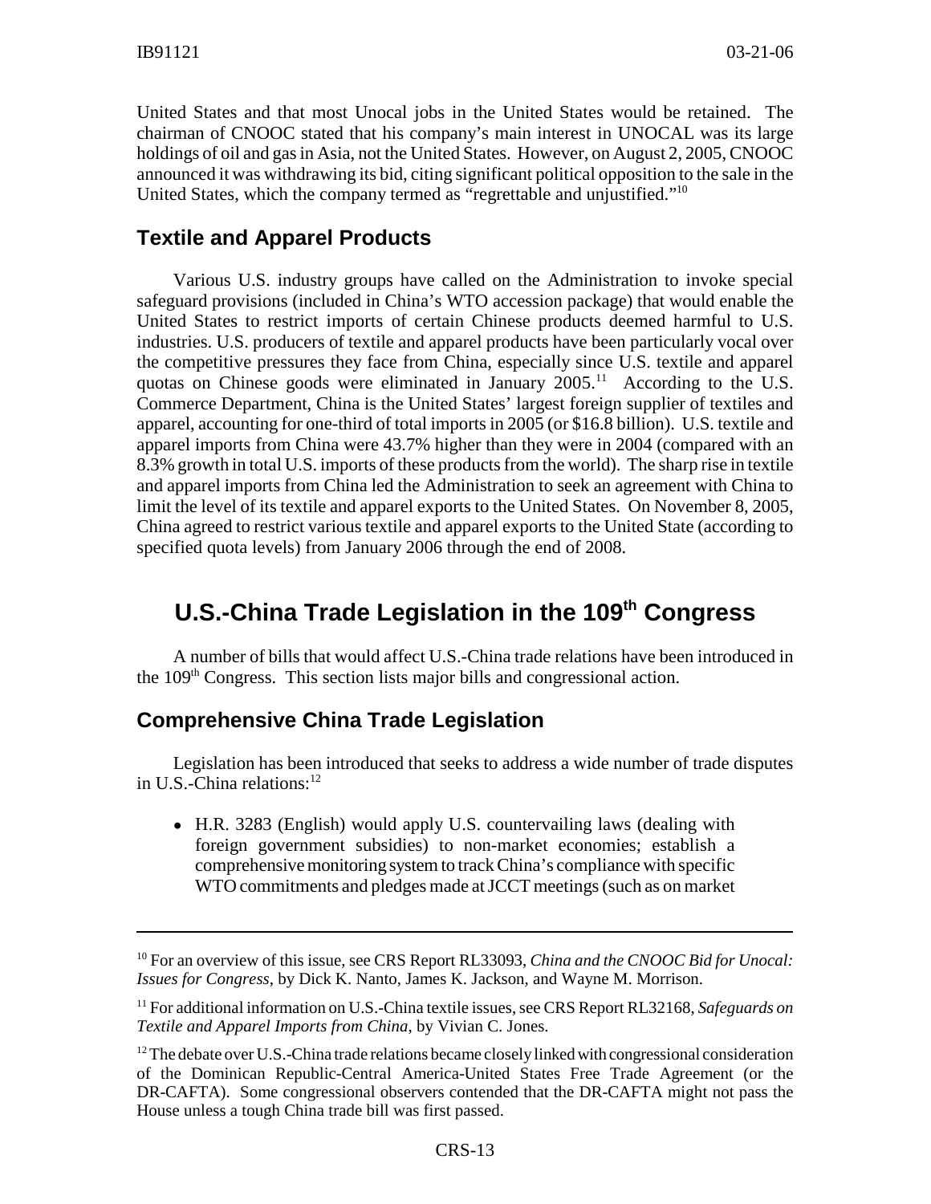United States and that most Unocal jobs in the United States would be retained. The chairman of CNOOC stated that his company's main interest in UNOCAL was its large holdings of oil and gas in Asia, not the United States. However, on August 2, 2005, CNOOC announced it was withdrawing its bid, citing significant political opposition to the sale in the United States, which the company termed as "regrettable and unjustified."[10]

### Textile and Apparel Products

Various U.S. industry groups have called on the Administration to invoke special safeguard provisions (included in China's WTO accession package) that would enable the United States to restrict imports of certain Chinese products deemed harmful to U.S. industries. U.S. producers of textile and apparel products have been particularly vocal over the competitive pressures they face from China, especially since U.S. textile and apparel quotas on Chinese goods were eliminated in January 2005.[11] According to the U.S. Commerce Department, China is the United States' largest foreign supplier of textiles and apparel, accounting for one-third of total imports in 2005 (or $16.8 billion). U.S. textile and apparel imports from China were 43.7% higher than they were in 2004 (compared with an 8.3% growth in total U.S. imports of these products from the world). The sharp rise in textile and apparel imports from China led the Administration to seek an agreement with China to limit the level of its textile and apparel exports to the United States. On November 8, 2005, China agreed to restrict various textile and apparel exports to the United State (according to specified quota levels) from January 2006 through the end of 2008.

## U.S.-China Trade Legislation in the 109th Congress

A number of bills that would affect U.S.-China trade relations have been introduced in the 109th Congress. This section lists major bills and congressional action.

### Comprehensive China Trade Legislation

Legislation has been introduced that seeks to address a wide number of trade disputes in U.S.-China relations:[12]

- H.R. 3283 (English) would apply U.S. countervailing laws (dealing with foreign government subsidies) to non-market economies; establish a comprehensive monitoring system to track China's compliance with specific WTO commitments and pledges made at JCCT meetings (such as on market

---

[10] For an overview of this issue, see CRS Report RL33093, *China and the CNOOC Bid for Unocal: Issues for Congress*, by Dick K. Nanto, James K. Jackson, and Wayne M. Morrison.

[11] For additional information on U.S.-China textile issues, see CRS Report RL32168, *Safeguards on Textile and Apparel Imports from China*, by Vivian C. Jones.

[12] The debate over U.S.-China trade relations became closely linked with congressional consideration of the Dominican Republic-Central America-United States Free Trade Agreement (or the DR-CAFTA). Some congressional observers contended that the DR-CAFTA might not pass the House unless a tough China trade bill was first passed.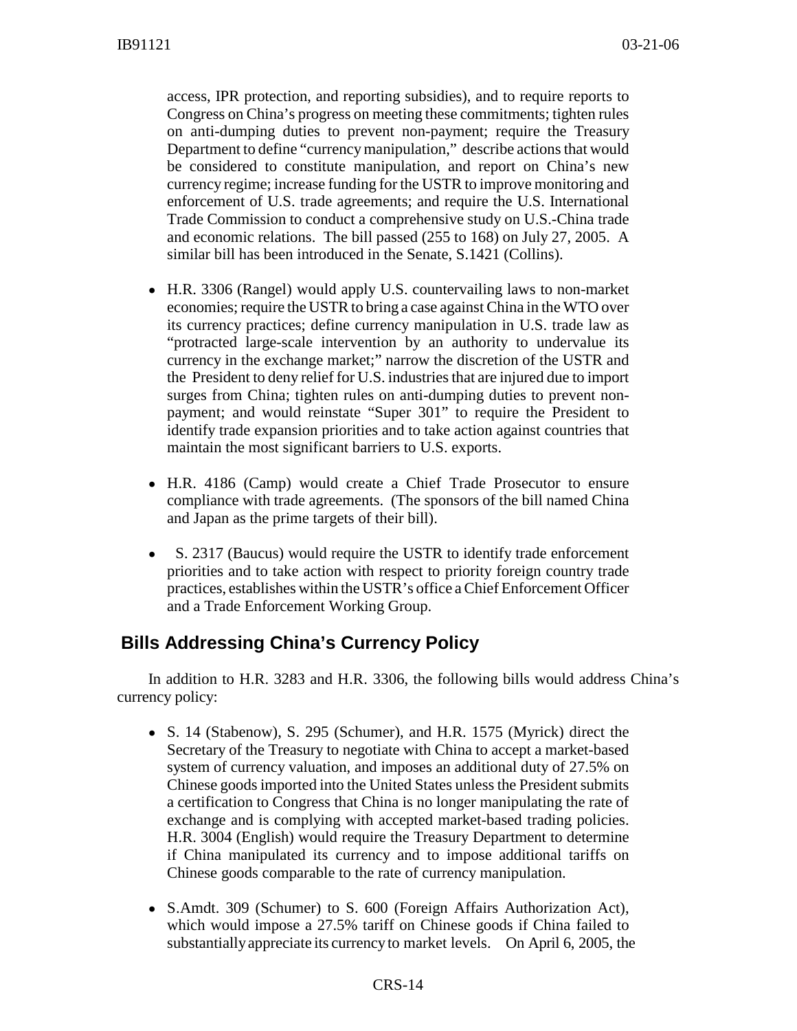access, IPR protection, and reporting subsidies), and to require reports to Congress on China's progress on meeting these commitments; tighten rules on anti-dumping duties to prevent non-payment; require the Treasury Department to define "currency manipulation," describe actions that would be considered to constitute manipulation, and report on China's new currency regime; increase funding for the USTR to improve monitoring and enforcement of U.S. trade agreements; and require the U.S. International Trade Commission to conduct a comprehensive study on U.S.-China trade and economic relations. The bill passed (255 to 168) on July 27, 2005. A similar bill has been introduced in the Senate, S.1421 (Collins).

- H.R. 3306 (Rangel) would apply U.S. countervailing laws to non-market economies; require the USTR to bring a case against China in the WTO over its currency practices; define currency manipulation in U.S. trade law as "protracted large-scale intervention by an authority to undervalue its currency in the exchange market;" narrow the discretion of the USTR and the President to deny relief for U.S. industries that are injured due to import surges from China; tighten rules on anti-dumping duties to prevent non-payment; and would reinstate "Super 301" to require the President to identify trade expansion priorities and to take action against countries that maintain the most significant barriers to U.S. exports.

- H.R. 4186 (Camp) would create a Chief Trade Prosecutor to ensure compliance with trade agreements. (The sponsors of the bill named China and Japan as the prime targets of their bill).

- S. 2317 (Baucus) would require the USTR to identify trade enforcement priorities and to take action with respect to priority foreign country trade practices, establishes within the USTR's office a Chief Enforcement Officer and a Trade Enforcement Working Group.

## Bills Addressing China's Currency Policy

In addition to H.R. 3283 and H.R. 3306, the following bills would address China's currency policy:

- S. 14 (Stabenow), S. 295 (Schumer), and H.R. 1575 (Myrick) direct the Secretary of the Treasury to negotiate with China to accept a market-based system of currency valuation, and imposes an additional duty of 27.5% on Chinese goods imported into the United States unless the President submits a certification to Congress that China is no longer manipulating the rate of exchange and is complying with accepted market-based trading policies. H.R. 3004 (English) would require the Treasury Department to determine if China manipulated its currency and to impose additional tariffs on Chinese goods comparable to the rate of currency manipulation.

- S.Amdt. 309 (Schumer) to S. 600 (Foreign Affairs Authorization Act), which would impose a 27.5% tariff on Chinese goods if China failed to substantially appreciate its currency to market levels. On April 6, 2005, the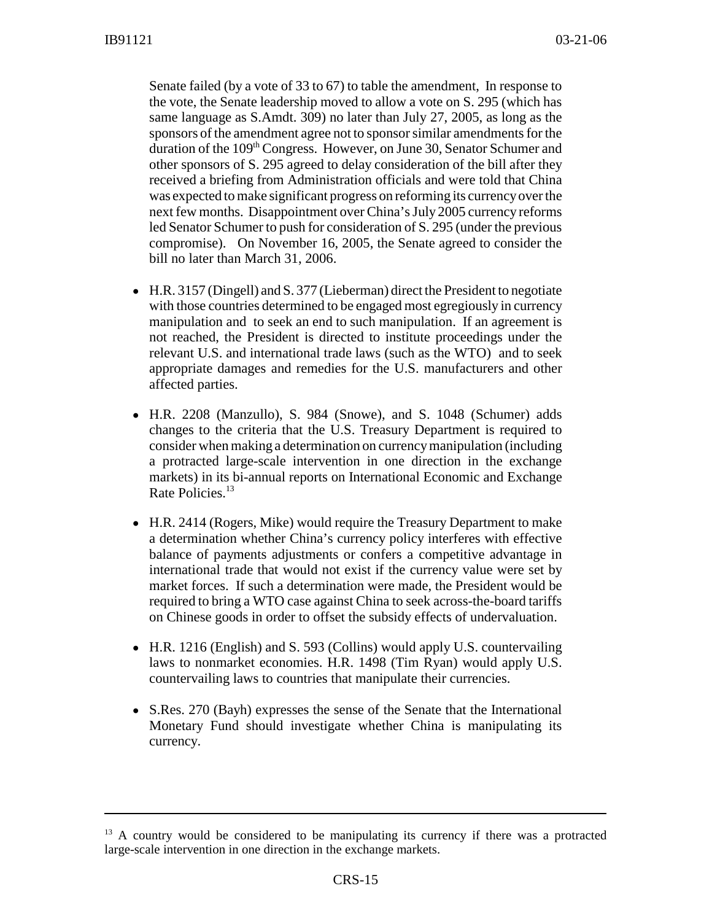Senate failed (by a vote of 33 to 67) to table the amendment, In response to the vote, the Senate leadership moved to allow a vote on S. 295 (which has same language as S.Amdt. 309) no later than July 27, 2005, as long as the sponsors of the amendment agree not to sponsor similar amendments for the duration of the 109th Congress. However, on June 30, Senator Schumer and other sponsors of S. 295 agreed to delay consideration of the bill after they received a briefing from Administration officials and were told that China was expected to make significant progress on reforming its currency over the next few months. Disappointment over China's July 2005 currency reforms led Senator Schumer to push for consideration of S. 295 (under the previous compromise). On November 16, 2005, the Senate agreed to consider the bill no later than March 31, 2006.

- H.R. 3157 (Dingell) and S. 377 (Lieberman) direct the President to negotiate with those countries determined to be engaged most egregiously in currency manipulation and to seek an end to such manipulation. If an agreement is not reached, the President is directed to institute proceedings under the relevant U.S. and international trade laws (such as the WTO) and to seek appropriate damages and remedies for the U.S. manufacturers and other affected parties.

- H.R. 2208 (Manzullo), S. 984 (Snowe), and S. 1048 (Schumer) adds changes to the criteria that the U.S. Treasury Department is required to consider when making a determination on currency manipulation (including a protracted large-scale intervention in one direction in the exchange markets) in its bi-annual reports on International Economic and Exchange Rate Policies.[13]

- H.R. 2414 (Rogers, Mike) would require the Treasury Department to make a determination whether China's currency policy interferes with effective balance of payments adjustments or confers a competitive advantage in international trade that would not exist if the currency value were set by market forces. If such a determination were made, the President would be required to bring a WTO case against China to seek across-the-board tariffs on Chinese goods in order to offset the subsidy effects of undervaluation.

- H.R. 1216 (English) and S. 593 (Collins) would apply U.S. countervailing laws to nonmarket economies. H.R. 1498 (Tim Ryan) would apply U.S. countervailing laws to countries that manipulate their currencies.

- S.Res. 270 (Bayh) expresses the sense of the Senate that the International Monetary Fund should investigate whether China is manipulating its currency.

---

[13] A country would be considered to be manipulating its currency if there was a protracted large-scale intervention in one direction in the exchange markets.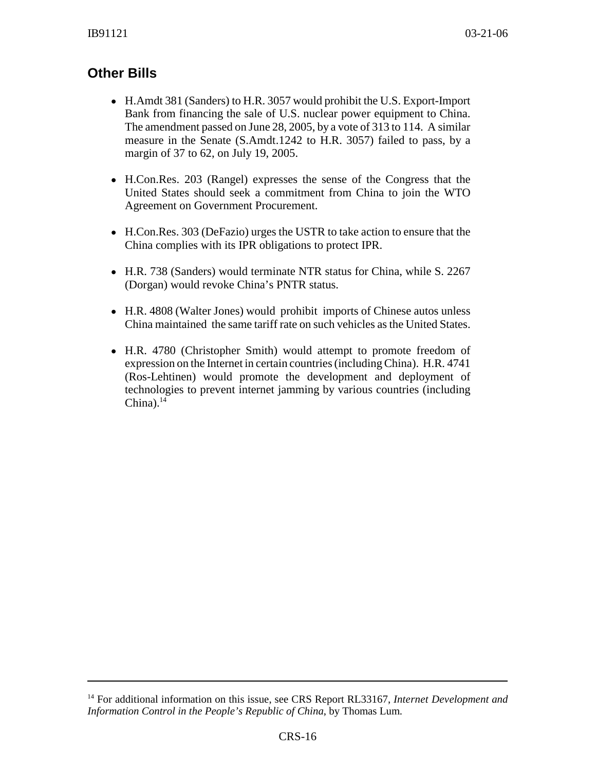## Other Bills

- H.Amdt 381 (Sanders) to H.R. 3057 would prohibit the U.S. Export-Import Bank from financing the sale of U.S. nuclear power equipment to China. The amendment passed on June 28, 2005, by a vote of 313 to 114. A similar measure in the Senate (S.Amdt.1242 to H.R. 3057) failed to pass, by a margin of 37 to 62, on July 19, 2005.

- H.Con.Res. 203 (Rangel) expresses the sense of the Congress that the United States should seek a commitment from China to join the WTO Agreement on Government Procurement.

- H.Con.Res. 303 (DeFazio) urges the USTR to take action to ensure that the China complies with its IPR obligations to protect IPR.

- H.R. 738 (Sanders) would terminate NTR status for China, while S. 2267 (Dorgan) would revoke China's PNTR status.

- H.R. 4808 (Walter Jones) would prohibit imports of Chinese autos unless China maintained the same tariff rate on such vehicles as the United States.

- H.R. 4780 (Christopher Smith) would attempt to promote freedom of expression on the Internet in certain countries (including China). H.R. 4741 (Ros-Lehtinen) would promote the development and deployment of technologies to prevent internet jamming by various countries (including China).[14]

---

[14] For additional information on this issue, see CRS Report RL33167, *Internet Development and Information Control in the People's Republic of China*, by Thomas Lum.